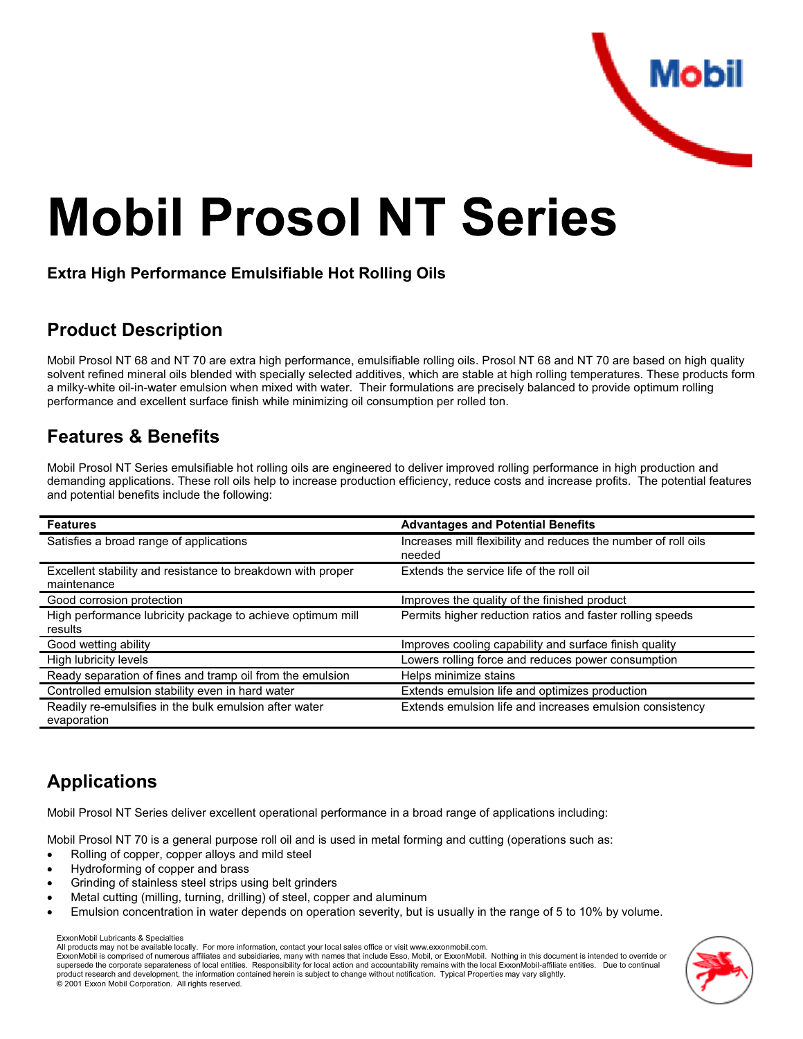# Mobil Prosol NT Series

**Extra High Performance Emulsifiable Hot Rolling Oils**

## Product Description

Mobil Prosol NT 68 and NT 70 are extra high performance, emulsifiable rolling oils. Prosol NT 68 and NT 70 are based on high quality solvent refined mineral oils blended with specially selected additives, which are stable at high rolling temperatures. These products form a milky-white oil-in-water emulsion when mixed with water. Their formulations are precisely balanced to provide optimum rolling performance and excellent surface finish while minimizing oil consumption per rolled ton.

## Features & Benefits

Mobil Prosol NT Series emulsifiable hot rolling oils are engineered to deliver improved rolling performance in high production and demanding applications. These roll oils help to increase production efficiency, reduce costs and increase profits. The potential features and potential benefits include the following:

| Features | Advantages and Potential Benefits |
|---|---|
| Satisfies a broad range of applications | Increases mill flexibility and reduces the number of roll oils needed |
| Excellent stability and resistance to breakdown with proper maintenance | Extends the service life of the roll oil |
| Good corrosion protection | Improves the quality of the finished product |
| High performance lubricity package to achieve optimum mill results | Permits higher reduction ratios and faster rolling speeds |
| Good wetting ability | Improves cooling capability and surface finish quality |
| High lubricity levels | Lowers rolling force and reduces power consumption |
| Ready separation of fines and tramp oil from the emulsion | Helps minimize stains |
| Controlled emulsion stability even in hard water | Extends emulsion life and optimizes production |
| Readily re-emulsifies in the bulk emulsion after water evaporation | Extends emulsion life and increases emulsion consistency |

## Applications

Mobil Prosol NT Series deliver excellent operational performance in a broad range of applications including:

Mobil Prosol NT 70 is a general purpose roll oil and is used in metal forming and cutting (operations such as:

- Rolling of copper, copper alloys and mild steel
- Hydroforming of copper and brass
- Grinding of stainless steel strips using belt grinders
- Metal cutting (milling, turning, drilling) of steel, copper and aluminum
- Emulsion concentration in water depends on operation severity, but is usually in the range of 5 to 10% by volume.

ExxonMobil Lubricants & Specialties
All products may not be available locally. For more information, contact your local sales office or visit www.exxonmobil.com.
ExxonMobil is comprised of numerous affiliates and subsidiaries, many with names that include Esso, Mobil, or ExxonMobil. Nothing in this document is intended to override or supersede the corporate separateness of local entities. Responsibility for local action and accountability remains with the local ExxonMobil-affiliate entities. Due to continual product research and development, the information contained herein is subject to change without notification. Typical Properties may vary slightly.
© 2001 Exxon Mobil Corporation. All rights reserved.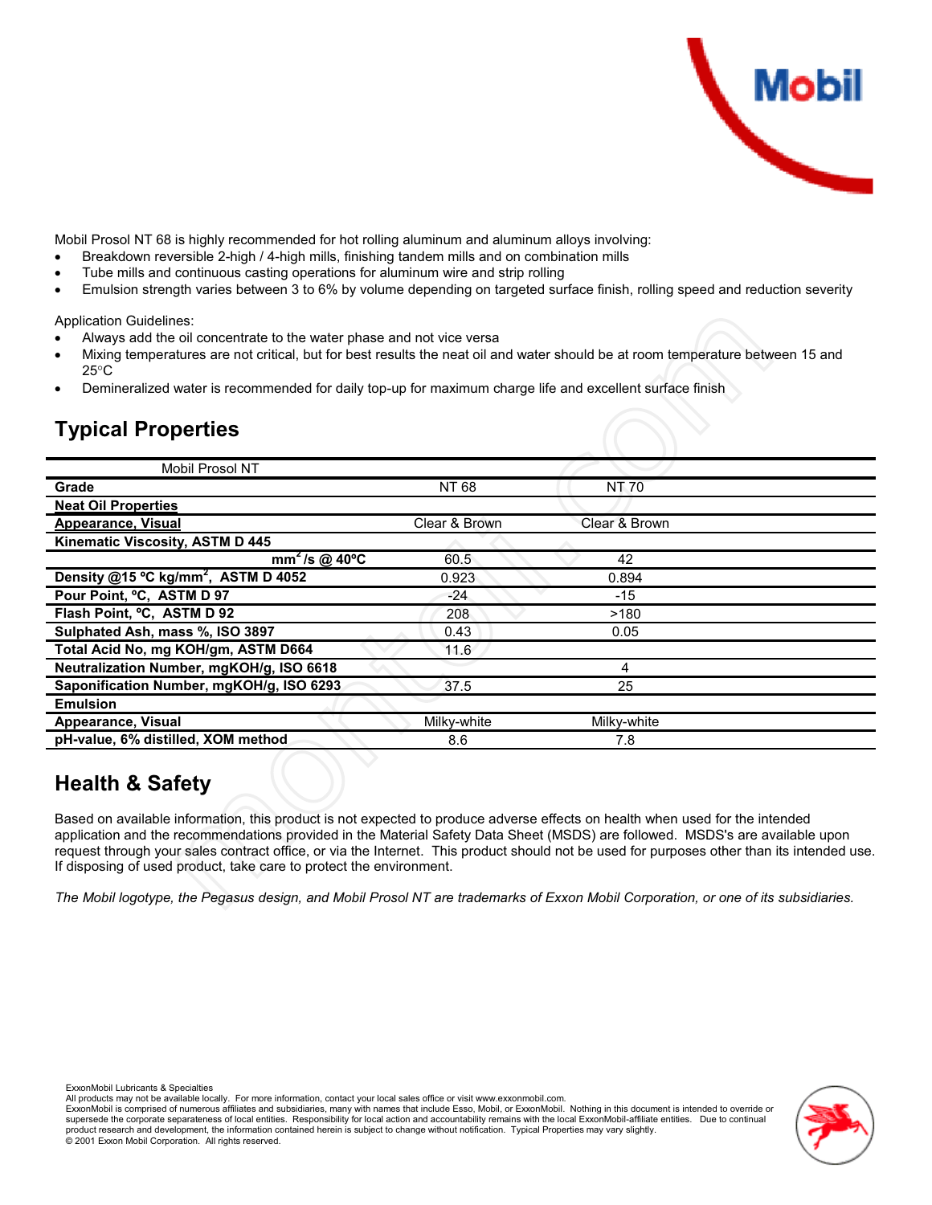Mobil Prosol NT 68 is highly recommended for hot rolling aluminum and aluminum alloys involving:

- Breakdown reversible 2-high / 4-high mills, finishing tandem mills and on combination mills
- Tube mills and continuous casting operations for aluminum wire and strip rolling
- Emulsion strength varies between 3 to 6% by volume depending on targeted surface finish, rolling speed and reduction severity

Application Guidelines:

- Always add the oil concentrate to the water phase and not vice versa
- Mixing temperatures are not critical, but for best results the neat oil and water should be at room temperature between 15 and 25°C
- Demineralized water is recommended for daily top-up for maximum charge life and excellent surface finish

## Typical Properties

| Mobil Prosol NT | | |
|---|---|---|
| **Grade** | NT 68 | NT 70 |
| **Neat Oil Properties** | | |
| **Appearance, Visual** | Clear & Brown | Clear & Brown |
| **Kinematic Viscosity, ASTM D 445** | | |
| **$mm^2/s$ @ 40°C** | 60.5 | 42 |
| **Density @15 ºC $kg/mm^2$, ASTM D 4052** | 0.923 | 0.894 |
| **Pour Point, ºC, ASTM D 97** | -24 | -15 |
| **Flash Point, ºC, ASTM D 92** | 208 | >180 |
| **Sulphated Ash, mass %, ISO 3897** | 0.43 | 0.05 |
| **Total Acid No, mg KOH/gm, ASTM D664** | 11.6 | |
| **Neutralization Number, mgKOH/g, ISO 6618** | | 4 |
| **Saponification Number, mgKOH/g, ISO 6293** | 37.5 | 25 |
| **Emulsion** | | |
| **Appearance, Visual** | Milky-white | Milky-white |
| **pH-value, 6% distilled, XOM method** | 8.6 | 7.8 |

## Health & Safety

Based on available information, this product is not expected to produce adverse effects on health when used for the intended application and the recommendations provided in the Material Safety Data Sheet (MSDS) are followed. MSDS's are available upon request through your sales contract office, or via the Internet. This product should not be used for purposes other than its intended use. If disposing of used product, take care to protect the environment.

*The Mobil logotype, the Pegasus design, and Mobil Prosol NT are trademarks of Exxon Mobil Corporation, or one of its subsidiaries.*

ExxonMobil Lubricants & Specialties
All products may not be available locally. For more information, contact your local sales office or visit www.exxonmobil.com.
ExxonMobil is comprised of numerous affiliates and subsidiaries, many with names that include Esso, Mobil, or ExxonMobil. Nothing in this document is intended to override or supersede the corporate separateness of local entities. Responsibility for local action and accountability remains with the local ExxonMobil-affiliate entities. Due to continual product research and development, the information contained herein is subject to change without notification. Typical Properties may vary slightly.
© 2001 Exxon Mobil Corporation. All rights reserved.